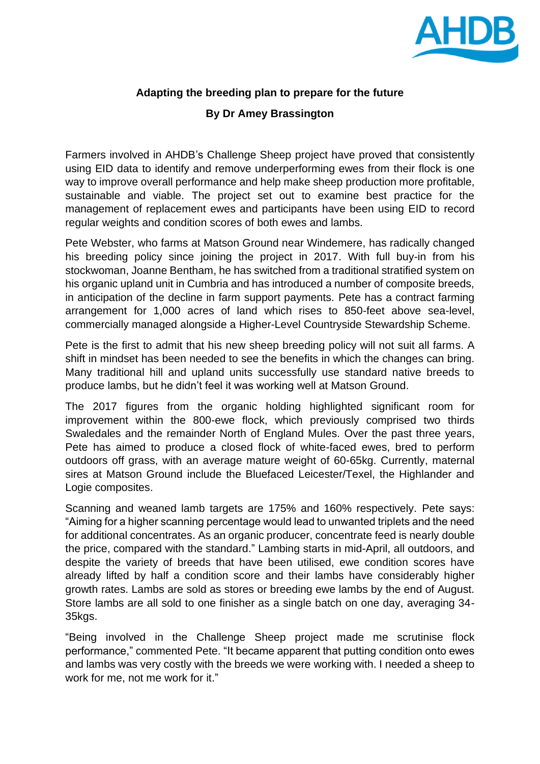**Adapting the breeding plan to prepare for the future**

**By Dr Amey Brassington**

Farmers involved in AHDB's Challenge Sheep project have proved that consistently using EID data to identify and remove underperforming ewes from their flock is one way to improve overall performance and help make sheep production more profitable, sustainable and viable. The project set out to examine best practice for the management of replacement ewes and participants have been using EID to record regular weights and condition scores of both ewes and lambs.

Pete Webster, who farms at Matson Ground near Windemere, has radically changed his breeding policy since joining the project in 2017. With full buy-in from his stockwoman, Joanne Bentham, he has switched from a traditional stratified system on his organic upland unit in Cumbria and has introduced a number of composite breeds, in anticipation of the decline in farm support payments. Pete has a contract farming arrangement for 1,000 acres of land which rises to 850-feet above sea-level, commercially managed alongside a Higher-Level Countryside Stewardship Scheme.

Pete is the first to admit that his new sheep breeding policy will not suit all farms. A shift in mindset has been needed to see the benefits in which the changes can bring. Many traditional hill and upland units successfully use standard native breeds to produce lambs, but he didn't feel it was working well at Matson Ground.

The 2017 figures from the organic holding highlighted significant room for improvement within the 800-ewe flock, which previously comprised two thirds Swaledales and the remainder North of England Mules. Over the past three years, Pete has aimed to produce a closed flock of white-faced ewes, bred to perform outdoors off grass, with an average mature weight of 60-65kg. Currently, maternal sires at Matson Ground include the Bluefaced Leicester/Texel, the Highlander and Logie composites.

Scanning and weaned lamb targets are 175% and 160% respectively. Pete says: "Aiming for a higher scanning percentage would lead to unwanted triplets and the need for additional concentrates. As an organic producer, concentrate feed is nearly double the price, compared with the standard." Lambing starts in mid-April, all outdoors, and despite the variety of breeds that have been utilised, ewe condition scores have already lifted by half a condition score and their lambs have considerably higher growth rates. Lambs are sold as stores or breeding ewe lambs by the end of August. Store lambs are all sold to one finisher as a single batch on one day, averaging 34-35kgs.

"Being involved in the Challenge Sheep project made me scrutinise flock performance," commented Pete. "It became apparent that putting condition onto ewes and lambs was very costly with the breeds we were working with. I needed a sheep to work for me, not me work for it."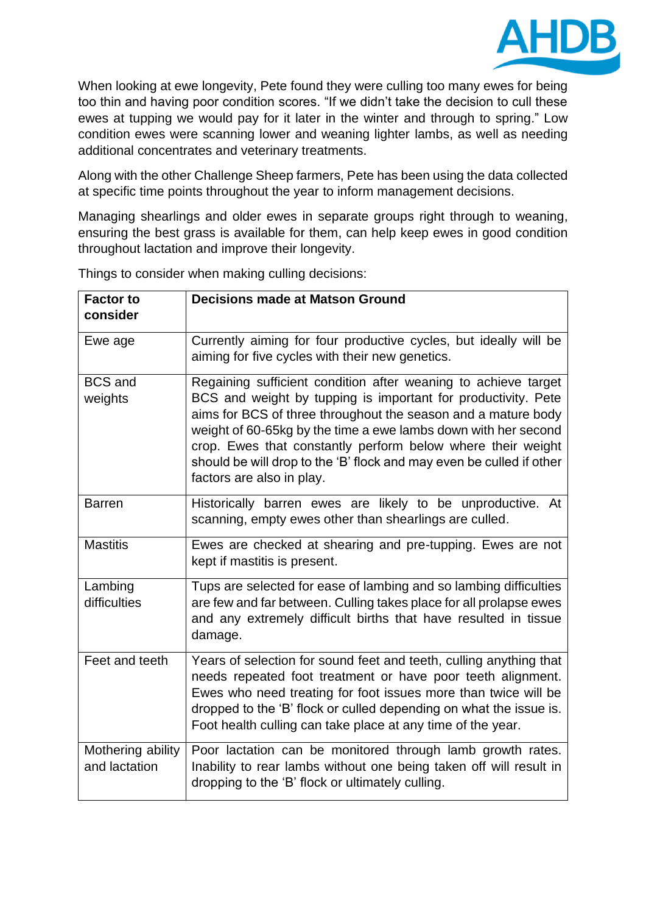When looking at ewe longevity, Pete found they were culling too many ewes for being too thin and having poor condition scores. "If we didn't take the decision to cull these ewes at tupping we would pay for it later in the winter and through to spring." Low condition ewes were scanning lower and weaning lighter lambs, as well as needing additional concentrates and veterinary treatments.

Along with the other Challenge Sheep farmers, Pete has been using the data collected at specific time points throughout the year to inform management decisions.

Managing shearlings and older ewes in separate groups right through to weaning, ensuring the best grass is available for them, can help keep ewes in good condition throughout lactation and improve their longevity.

Things to consider when making culling decisions:

| Factor to consider | Decisions made at Matson Ground |
| --- | --- |
| Ewe age | Currently aiming for four productive cycles, but ideally will be aiming for five cycles with their new genetics. |
| BCS and weights | Regaining sufficient condition after weaning to achieve target BCS and weight by tupping is important for productivity. Pete aims for BCS of three throughout the season and a mature body weight of 60-65kg by the time a ewe lambs down with her second crop. Ewes that constantly perform below where their weight should be will drop to the 'B' flock and may even be culled if other factors are also in play. |
| Barren | Historically barren ewes are likely to be unproductive. At scanning, empty ewes other than shearlings are culled. |
| Mastitis | Ewes are checked at shearing and pre-tupping. Ewes are not kept if mastitis is present. |
| Lambing difficulties | Tups are selected for ease of lambing and so lambing difficulties are few and far between. Culling takes place for all prolapse ewes and any extremely difficult births that have resulted in tissue damage. |
| Feet and teeth | Years of selection for sound feet and teeth, culling anything that needs repeated foot treatment or have poor teeth alignment. Ewes who need treating for foot issues more than twice will be dropped to the 'B' flock or culled depending on what the issue is. Foot health culling can take place at any time of the year. |
| Mothering ability and lactation | Poor lactation can be monitored through lamb growth rates. Inability to rear lambs without one being taken off will result in dropping to the 'B' flock or ultimately culling. |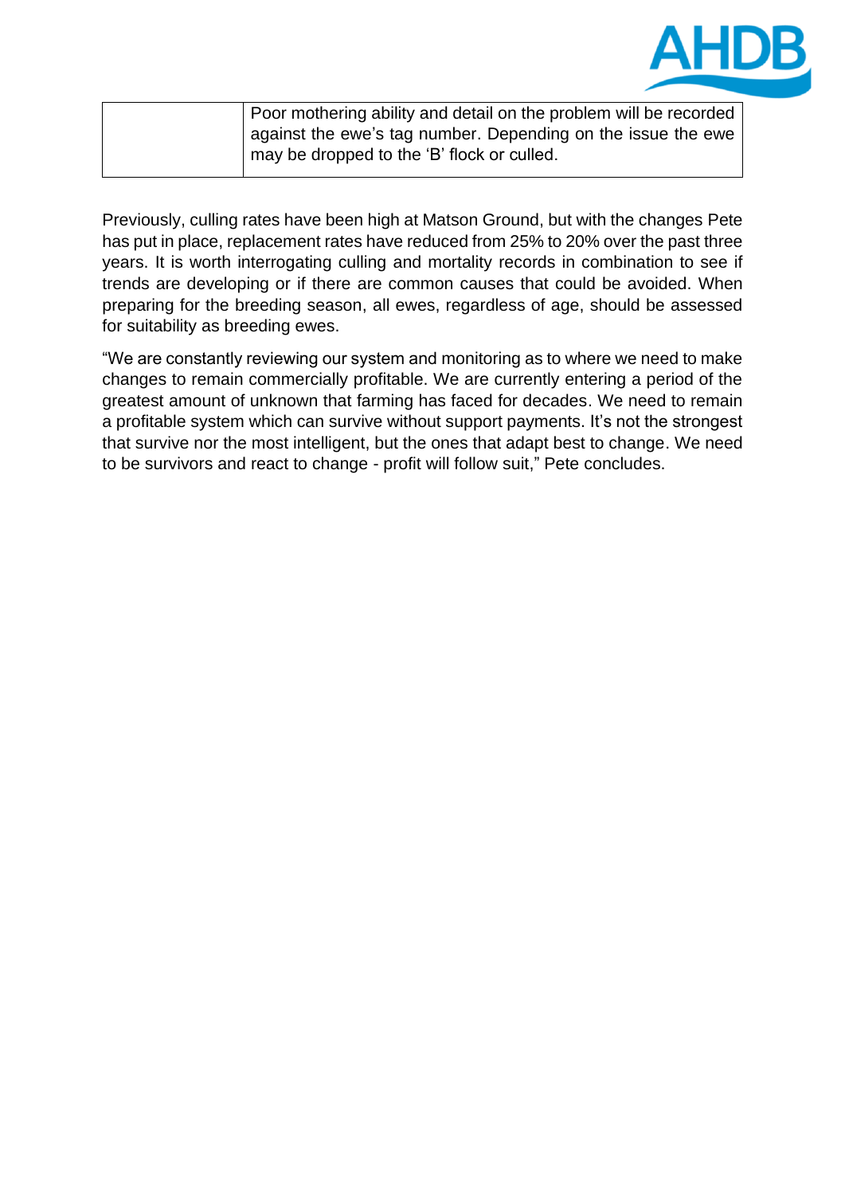| | |
|---|---|
| | Poor mothering ability and detail on the problem will be recorded against the ewe's tag number. Depending on the issue the ewe may be dropped to the 'B' flock or culled. |

Previously, culling rates have been high at Matson Ground, but with the changes Pete has put in place, replacement rates have reduced from 25% to 20% over the past three years. It is worth interrogating culling and mortality records in combination to see if trends are developing or if there are common causes that could be avoided. When preparing for the breeding season, all ewes, regardless of age, should be assessed for suitability as breeding ewes.

"We are constantly reviewing our system and monitoring as to where we need to make changes to remain commercially profitable. We are currently entering a period of the greatest amount of unknown that farming has faced for decades. We need to remain a profitable system which can survive without support payments. It's not the strongest that survive nor the most intelligent, but the ones that adapt best to change. We need to be survivors and react to change - profit will follow suit," Pete concludes.